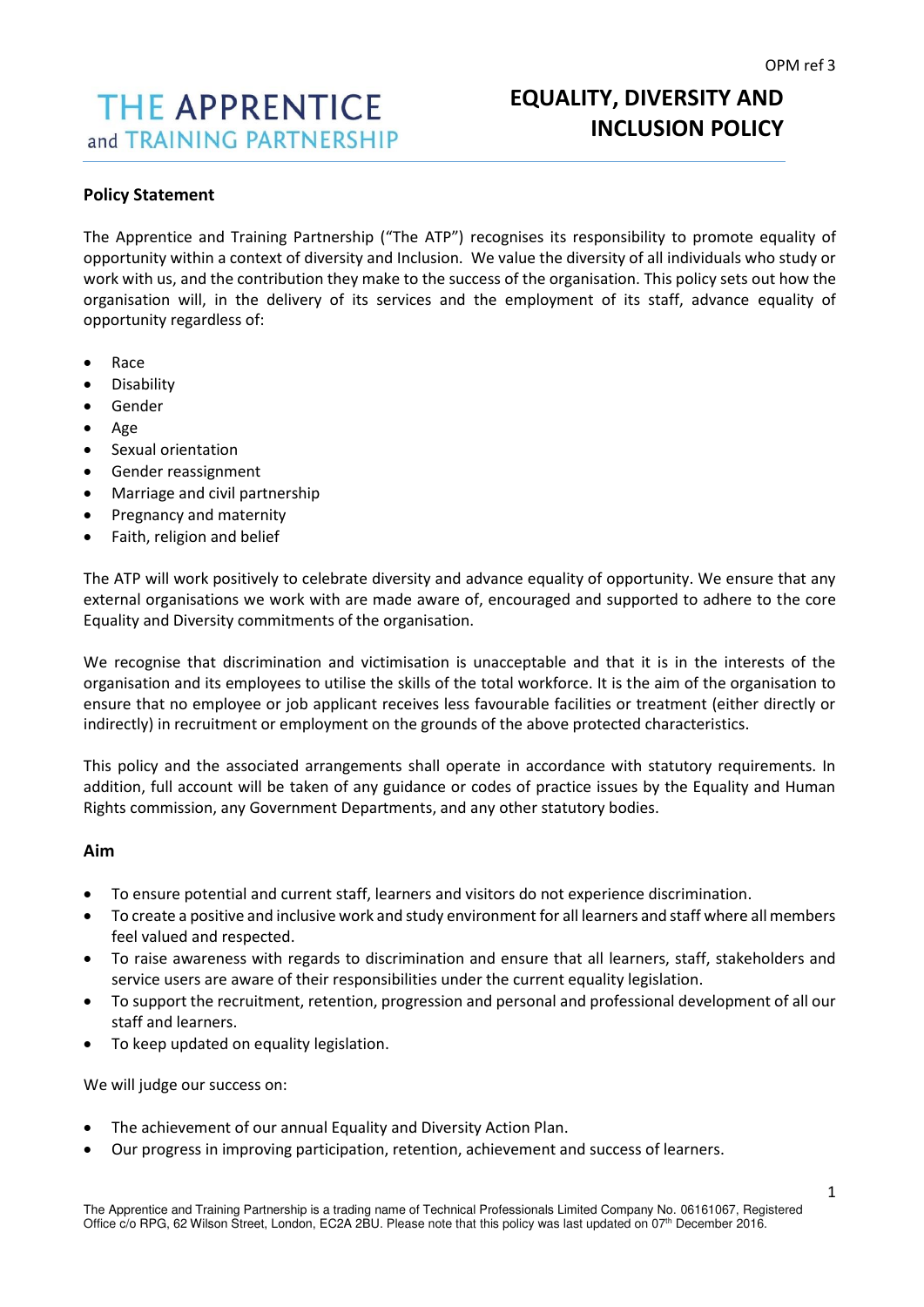THE APPRENTICE and TRAINING PARTNERSHIP

OPM ref 3

# EQUALITY, DIVERSITY AND INCLUSION POLICY

## Policy Statement

The Apprentice and Training Partnership ("The ATP") recognises its responsibility to promote equality of opportunity within a context of diversity and Inclusion. We value the diversity of all individuals who study or work with us, and the contribution they make to the success of the organisation. This policy sets out how the organisation will, in the delivery of its services and the employment of its staff, advance equality of opportunity regardless of:

- Race
- Disability
- Gender
- Age
- Sexual orientation
- Gender reassignment
- Marriage and civil partnership
- Pregnancy and maternity
- Faith, religion and belief

The ATP will work positively to celebrate diversity and advance equality of opportunity. We ensure that any external organisations we work with are made aware of, encouraged and supported to adhere to the core Equality and Diversity commitments of the organisation.

We recognise that discrimination and victimisation is unacceptable and that it is in the interests of the organisation and its employees to utilise the skills of the total workforce. It is the aim of the organisation to ensure that no employee or job applicant receives less favourable facilities or treatment (either directly or indirectly) in recruitment or employment on the grounds of the above protected characteristics.

This policy and the associated arrangements shall operate in accordance with statutory requirements. In addition, full account will be taken of any guidance or codes of practice issues by the Equality and Human Rights commission, any Government Departments, and any other statutory bodies.

## Aim

- To ensure potential and current staff, learners and visitors do not experience discrimination.
- To create a positive and inclusive work and study environment for all learners and staff where all members feel valued and respected.
- To raise awareness with regards to discrimination and ensure that all learners, staff, stakeholders and service users are aware of their responsibilities under the current equality legislation.
- To support the recruitment, retention, progression and personal and professional development of all our staff and learners.
- To keep updated on equality legislation.

We will judge our success on:

- The achievement of our annual Equality and Diversity Action Plan.
- Our progress in improving participation, retention, achievement and success of learners.

The Apprentice and Training Partnership is a trading name of Technical Professionals Limited Company No. 06161067, Registered Office c/o RPG, 62 Wilson Street, London, EC2A 2BU. Please note that this policy was last updated on 07th December 2016.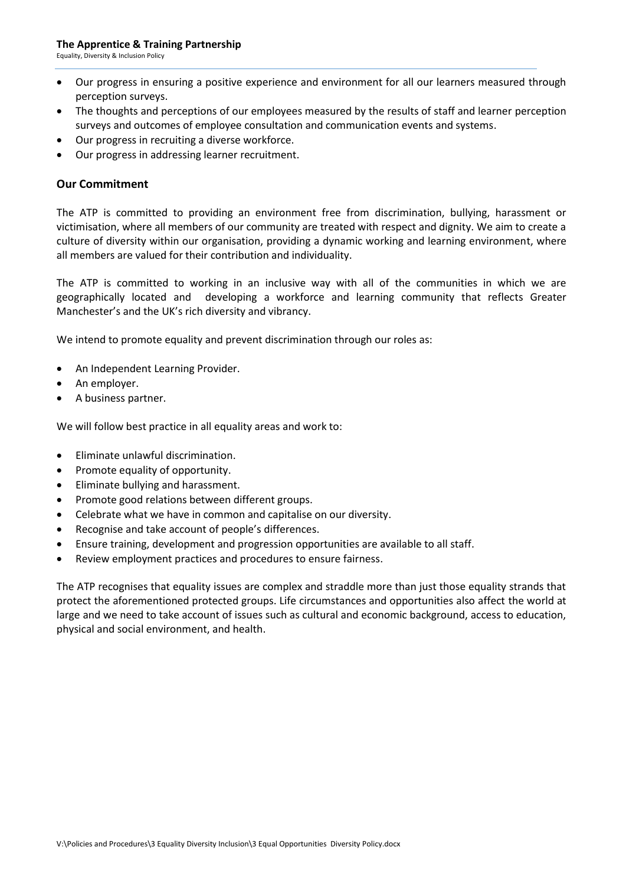- Our progress in ensuring a positive experience and environment for all our learners measured through perception surveys.
- The thoughts and perceptions of our employees measured by the results of staff and learner perception surveys and outcomes of employee consultation and communication events and systems.
- Our progress in recruiting a diverse workforce.
- Our progress in addressing learner recruitment.

## Our Commitment

The ATP is committed to providing an environment free from discrimination, bullying, harassment or victimisation, where all members of our community are treated with respect and dignity. We aim to create a culture of diversity within our organisation, providing a dynamic working and learning environment, where all members are valued for their contribution and individuality.

The ATP is committed to working in an inclusive way with all of the communities in which we are geographically located and developing a workforce and learning community that reflects Greater Manchester's and the UK's rich diversity and vibrancy.

We intend to promote equality and prevent discrimination through our roles as:

- An Independent Learning Provider.
- An employer.
- A business partner.

We will follow best practice in all equality areas and work to:

- Eliminate unlawful discrimination.
- Promote equality of opportunity.
- Eliminate bullying and harassment.
- Promote good relations between different groups.
- Celebrate what we have in common and capitalise on our diversity.
- Recognise and take account of people's differences.
- Ensure training, development and progression opportunities are available to all staff.
- Review employment practices and procedures to ensure fairness.

The ATP recognises that equality issues are complex and straddle more than just those equality strands that protect the aforementioned protected groups. Life circumstances and opportunities also affect the world at large and we need to take account of issues such as cultural and economic background, access to education, physical and social environment, and health.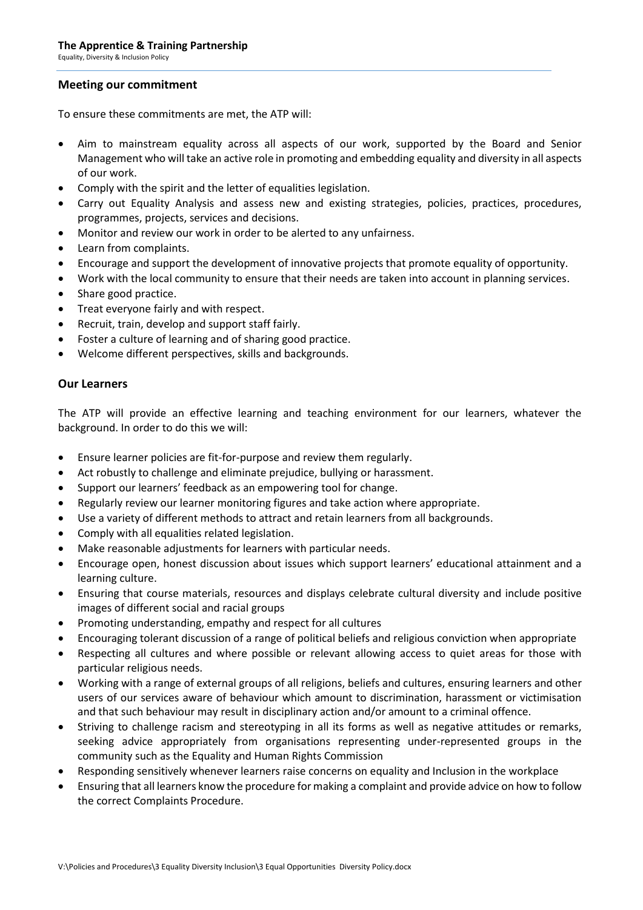## Meeting our commitment

To ensure these commitments are met, the ATP will:

- Aim to mainstream equality across all aspects of our work, supported by the Board and Senior Management who will take an active role in promoting and embedding equality and diversity in all aspects of our work.
- Comply with the spirit and the letter of equalities legislation.
- Carry out Equality Analysis and assess new and existing strategies, policies, practices, procedures, programmes, projects, services and decisions.
- Monitor and review our work in order to be alerted to any unfairness.
- Learn from complaints.
- Encourage and support the development of innovative projects that promote equality of opportunity.
- Work with the local community to ensure that their needs are taken into account in planning services.
- Share good practice.
- Treat everyone fairly and with respect.
- Recruit, train, develop and support staff fairly.
- Foster a culture of learning and of sharing good practice.
- Welcome different perspectives, skills and backgrounds.

## Our Learners

The ATP will provide an effective learning and teaching environment for our learners, whatever the background. In order to do this we will:

- Ensure learner policies are fit-for-purpose and review them regularly.
- Act robustly to challenge and eliminate prejudice, bullying or harassment.
- Support our learners' feedback as an empowering tool for change.
- Regularly review our learner monitoring figures and take action where appropriate.
- Use a variety of different methods to attract and retain learners from all backgrounds.
- Comply with all equalities related legislation.
- Make reasonable adjustments for learners with particular needs.
- Encourage open, honest discussion about issues which support learners' educational attainment and a learning culture.
- Ensuring that course materials, resources and displays celebrate cultural diversity and include positive images of different social and racial groups
- Promoting understanding, empathy and respect for all cultures
- Encouraging tolerant discussion of a range of political beliefs and religious conviction when appropriate
- Respecting all cultures and where possible or relevant allowing access to quiet areas for those with particular religious needs.
- Working with a range of external groups of all religions, beliefs and cultures, ensuring learners and other users of our services aware of behaviour which amount to discrimination, harassment or victimisation and that such behaviour may result in disciplinary action and/or amount to a criminal offence.
- Striving to challenge racism and stereotyping in all its forms as well as negative attitudes or remarks, seeking advice appropriately from organisations representing under-represented groups in the community such as the Equality and Human Rights Commission
- Responding sensitively whenever learners raise concerns on equality and Inclusion in the workplace
- Ensuring that all learners know the procedure for making a complaint and provide advice on how to follow the correct Complaints Procedure.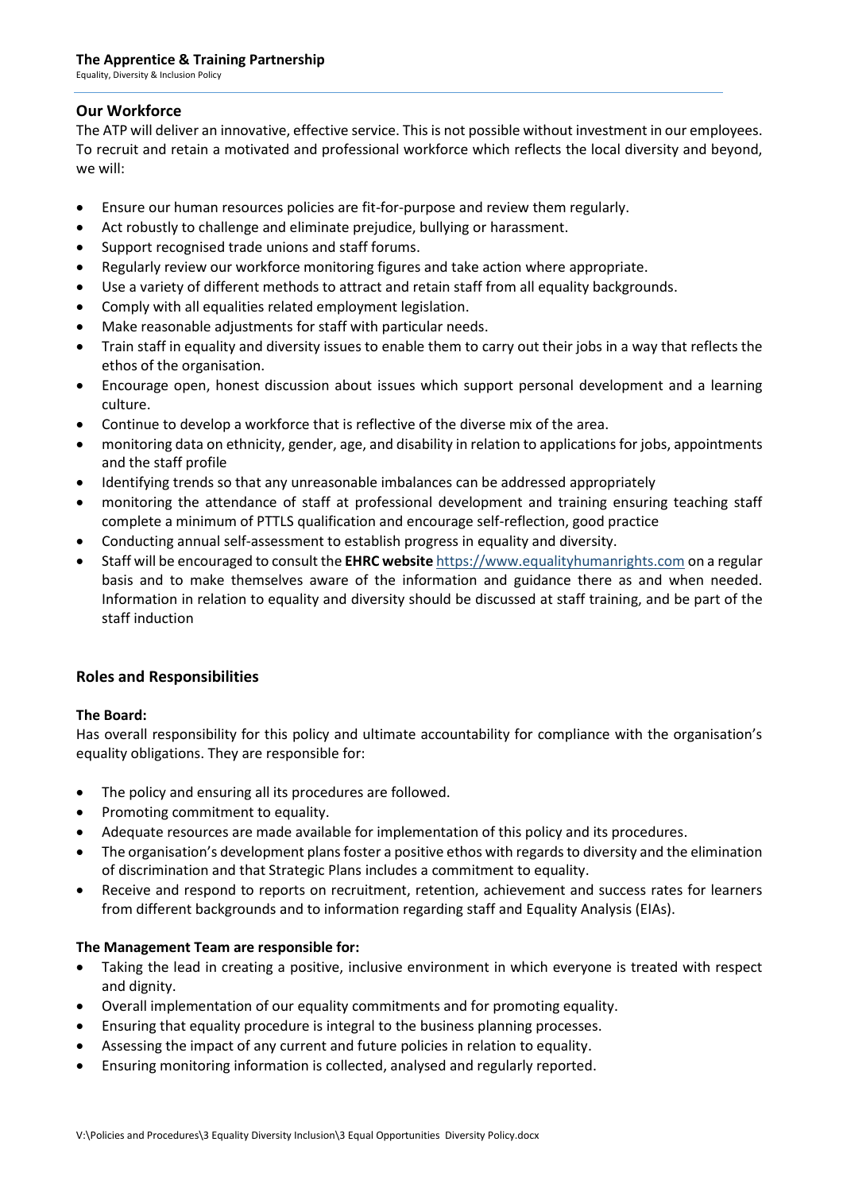## Our Workforce

The ATP will deliver an innovative, effective service. This is not possible without investment in our employees. To recruit and retain a motivated and professional workforce which reflects the local diversity and beyond, we will:

- Ensure our human resources policies are fit-for-purpose and review them regularly.
- Act robustly to challenge and eliminate prejudice, bullying or harassment.
- Support recognised trade unions and staff forums.
- Regularly review our workforce monitoring figures and take action where appropriate.
- Use a variety of different methods to attract and retain staff from all equality backgrounds.
- Comply with all equalities related employment legislation.
- Make reasonable adjustments for staff with particular needs.
- Train staff in equality and diversity issues to enable them to carry out their jobs in a way that reflects the ethos of the organisation.
- Encourage open, honest discussion about issues which support personal development and a learning culture.
- Continue to develop a workforce that is reflective of the diverse mix of the area.
- monitoring data on ethnicity, gender, age, and disability in relation to applications for jobs, appointments and the staff profile
- Identifying trends so that any unreasonable imbalances can be addressed appropriately
- monitoring the attendance of staff at professional development and training ensuring teaching staff complete a minimum of PTTLS qualification and encourage self-reflection, good practice
- Conducting annual self-assessment to establish progress in equality and diversity.
- Staff will be encouraged to consult the **EHRC website** https://www.equalityhumanrights.com on a regular basis and to make themselves aware of the information and guidance there as and when needed. Information in relation to equality and diversity should be discussed at staff training, and be part of the staff induction

## Roles and Responsibilities

**The Board:**

Has overall responsibility for this policy and ultimate accountability for compliance with the organisation's equality obligations. They are responsible for:

- The policy and ensuring all its procedures are followed.
- Promoting commitment to equality.
- Adequate resources are made available for implementation of this policy and its procedures.
- The organisation's development plans foster a positive ethos with regards to diversity and the elimination of discrimination and that Strategic Plans includes a commitment to equality.
- Receive and respond to reports on recruitment, retention, achievement and success rates for learners from different backgrounds and to information regarding staff and Equality Analysis (EIAs).

**The Management Team are responsible for:**

- Taking the lead in creating a positive, inclusive environment in which everyone is treated with respect and dignity.
- Overall implementation of our equality commitments and for promoting equality.
- Ensuring that equality procedure is integral to the business planning processes.
- Assessing the impact of any current and future policies in relation to equality.
- Ensuring monitoring information is collected, analysed and regularly reported.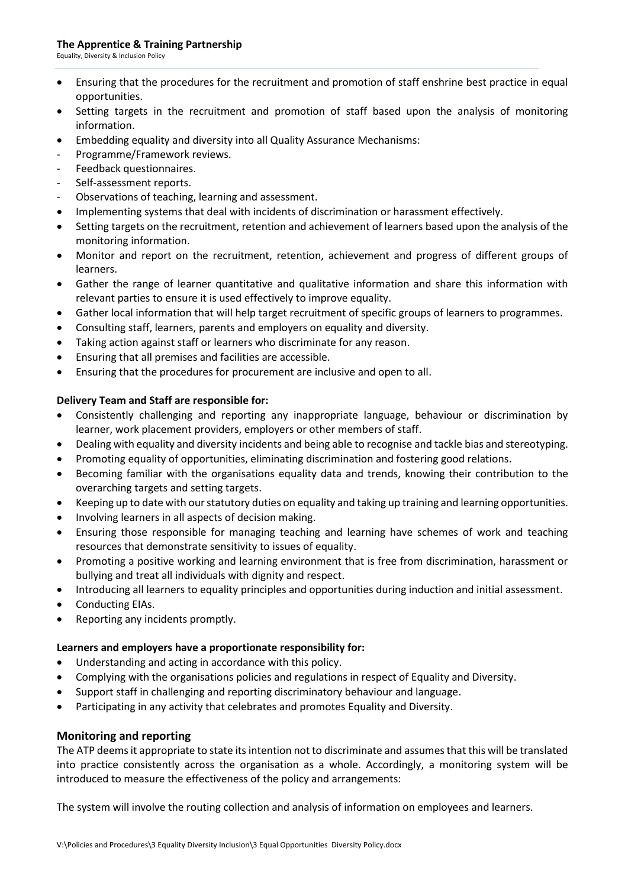- Ensuring that the procedures for the recruitment and promotion of staff enshrine best practice in equal opportunities.
- Setting targets in the recruitment and promotion of staff based upon the analysis of monitoring information.
- Embedding equality and diversity into all Quality Assurance Mechanisms:
  - Programme/Framework reviews.
  - Feedback questionnaires.
  - Self-assessment reports.
  - Observations of teaching, learning and assessment.
- Implementing systems that deal with incidents of discrimination or harassment effectively.
- Setting targets on the recruitment, retention and achievement of learners based upon the analysis of the monitoring information.
- Monitor and report on the recruitment, retention, achievement and progress of different groups of learners.
- Gather the range of learner quantitative and qualitative information and share this information with relevant parties to ensure it is used effectively to improve equality.
- Gather local information that will help target recruitment of specific groups of learners to programmes.
- Consulting staff, learners, parents and employers on equality and diversity.
- Taking action against staff or learners who discriminate for any reason.
- Ensuring that all premises and facilities are accessible.
- Ensuring that the procedures for procurement are inclusive and open to all.

**Delivery Team and Staff are responsible for:**

- Consistently challenging and reporting any inappropriate language, behaviour or discrimination by learner, work placement providers, employers or other members of staff.
- Dealing with equality and diversity incidents and being able to recognise and tackle bias and stereotyping.
- Promoting equality of opportunities, eliminating discrimination and fostering good relations.
- Becoming familiar with the organisations equality data and trends, knowing their contribution to the overarching targets and setting targets.
- Keeping up to date with our statutory duties on equality and taking up training and learning opportunities.
- Involving learners in all aspects of decision making.
- Ensuring those responsible for managing teaching and learning have schemes of work and teaching resources that demonstrate sensitivity to issues of equality.
- Promoting a positive working and learning environment that is free from discrimination, harassment or bullying and treat all individuals with dignity and respect.
- Introducing all learners to equality principles and opportunities during induction and initial assessment.
- Conducting EIAs.
- Reporting any incidents promptly.

**Learners and employers have a proportionate responsibility for:**

- Understanding and acting in accordance with this policy.
- Complying with the organisations policies and regulations in respect of Equality and Diversity.
- Support staff in challenging and reporting discriminatory behaviour and language.
- Participating in any activity that celebrates and promotes Equality and Diversity.

## Monitoring and reporting

The ATP deems it appropriate to state its intention not to discriminate and assumes that this will be translated into practice consistently across the organisation as a whole. Accordingly, a monitoring system will be introduced to measure the effectiveness of the policy and arrangements:

The system will involve the routing collection and analysis of information on employees and learners.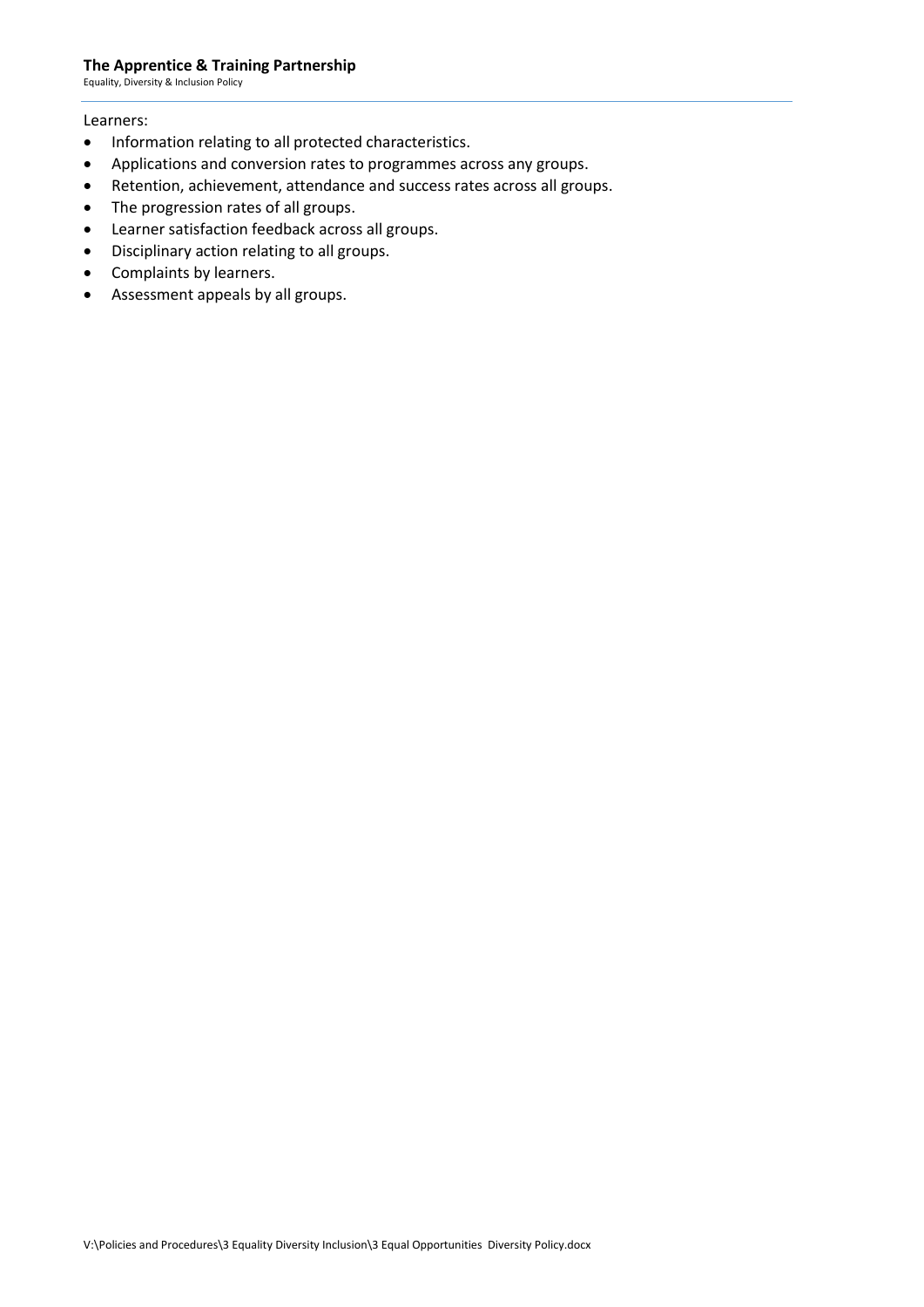Learners:

- Information relating to all protected characteristics.
- Applications and conversion rates to programmes across any groups.
- Retention, achievement, attendance and success rates across all groups.
- The progression rates of all groups.
- Learner satisfaction feedback across all groups.
- Disciplinary action relating to all groups.
- Complaints by learners.
- Assessment appeals by all groups.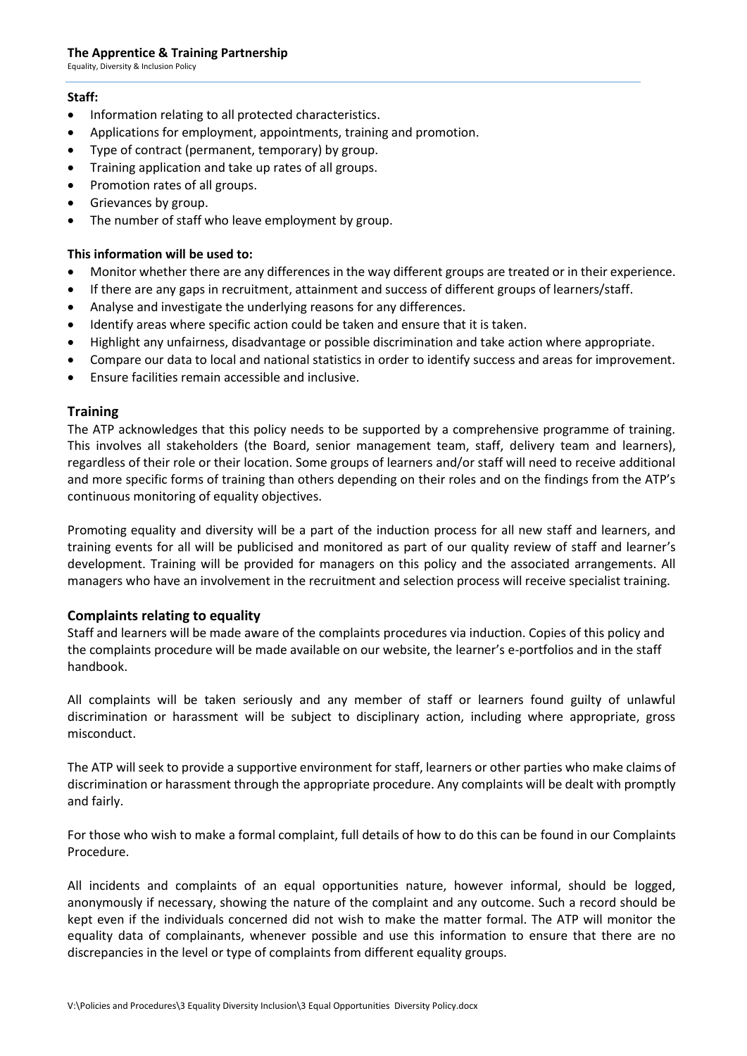**Staff:**

- Information relating to all protected characteristics.
- Applications for employment, appointments, training and promotion.
- Type of contract (permanent, temporary) by group.
- Training application and take up rates of all groups.
- Promotion rates of all groups.
- Grievances by group.
- The number of staff who leave employment by group.

**This information will be used to:**

- Monitor whether there are any differences in the way different groups are treated or in their experience.
- If there are any gaps in recruitment, attainment and success of different groups of learners/staff.
- Analyse and investigate the underlying reasons for any differences.
- Identify areas where specific action could be taken and ensure that it is taken.
- Highlight any unfairness, disadvantage or possible discrimination and take action where appropriate.
- Compare our data to local and national statistics in order to identify success and areas for improvement.
- Ensure facilities remain accessible and inclusive.

## Training

The ATP acknowledges that this policy needs to be supported by a comprehensive programme of training. This involves all stakeholders (the Board, senior management team, staff, delivery team and learners), regardless of their role or their location. Some groups of learners and/or staff will need to receive additional and more specific forms of training than others depending on their roles and on the findings from the ATP's continuous monitoring of equality objectives.

Promoting equality and diversity will be a part of the induction process for all new staff and learners, and training events for all will be publicised and monitored as part of our quality review of staff and learner's development. Training will be provided for managers on this policy and the associated arrangements. All managers who have an involvement in the recruitment and selection process will receive specialist training.

## Complaints relating to equality

Staff and learners will be made aware of the complaints procedures via induction. Copies of this policy and the complaints procedure will be made available on our website, the learner's e-portfolios and in the staff handbook.

All complaints will be taken seriously and any member of staff or learners found guilty of unlawful discrimination or harassment will be subject to disciplinary action, including where appropriate, gross misconduct.

The ATP will seek to provide a supportive environment for staff, learners or other parties who make claims of discrimination or harassment through the appropriate procedure. Any complaints will be dealt with promptly and fairly.

For those who wish to make a formal complaint, full details of how to do this can be found in our Complaints Procedure.

All incidents and complaints of an equal opportunities nature, however informal, should be logged, anonymously if necessary, showing the nature of the complaint and any outcome. Such a record should be kept even if the individuals concerned did not wish to make the matter formal. The ATP will monitor the equality data of complainants, whenever possible and use this information to ensure that there are no discrepancies in the level or type of complaints from different equality groups.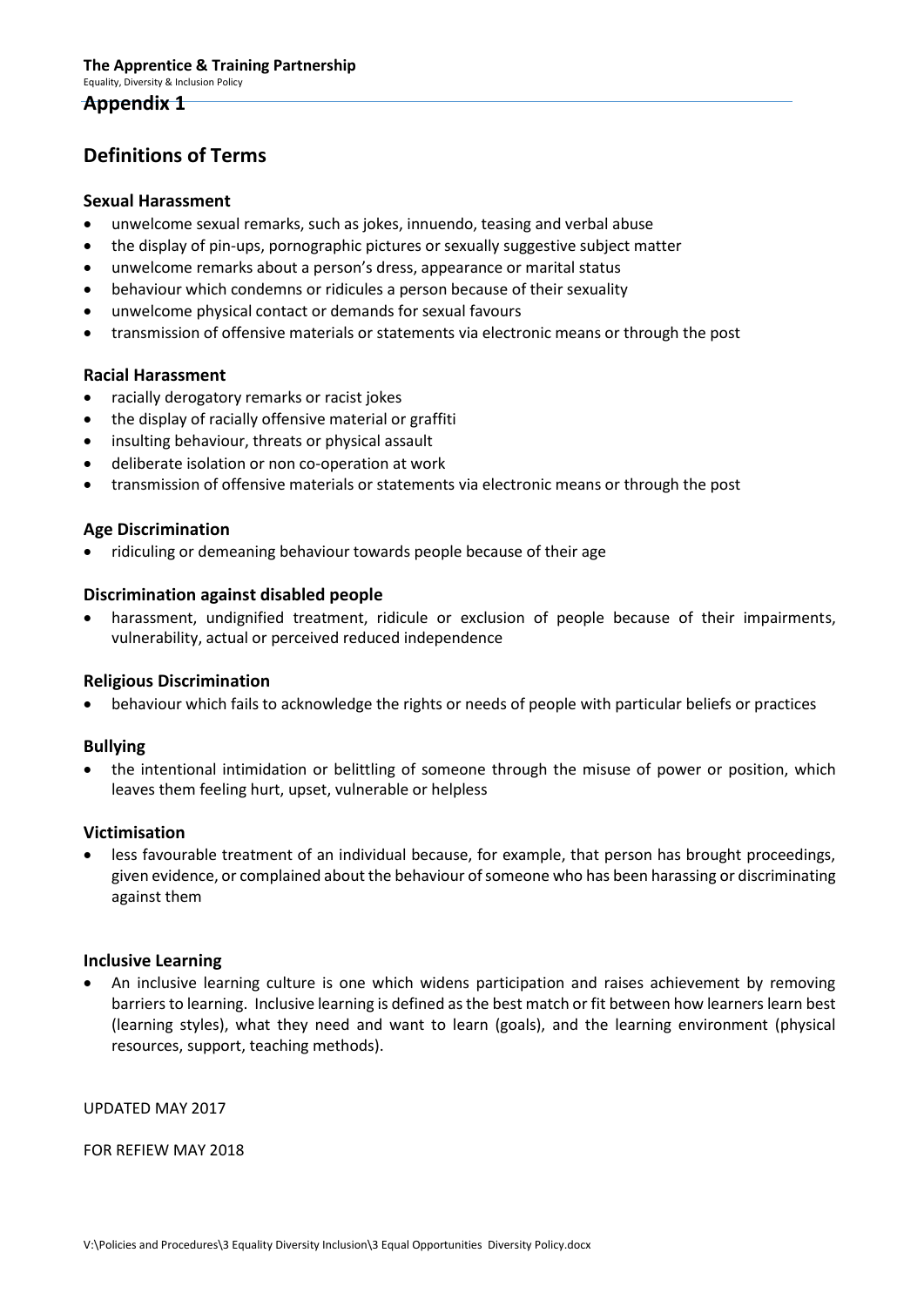## Appendix 1

## Definitions of Terms

### Sexual Harassment

- unwelcome sexual remarks, such as jokes, innuendo, teasing and verbal abuse
- the display of pin-ups, pornographic pictures or sexually suggestive subject matter
- unwelcome remarks about a person's dress, appearance or marital status
- behaviour which condemns or ridicules a person because of their sexuality
- unwelcome physical contact or demands for sexual favours
- transmission of offensive materials or statements via electronic means or through the post

### Racial Harassment

- racially derogatory remarks or racist jokes
- the display of racially offensive material or graffiti
- insulting behaviour, threats or physical assault
- deliberate isolation or non co-operation at work
- transmission of offensive materials or statements via electronic means or through the post

### Age Discrimination

- ridiculing or demeaning behaviour towards people because of their age

### Discrimination against disabled people

- harassment, undignified treatment, ridicule or exclusion of people because of their impairments, vulnerability, actual or perceived reduced independence

### Religious Discrimination

- behaviour which fails to acknowledge the rights or needs of people with particular beliefs or practices

### Bullying

- the intentional intimidation or belittling of someone through the misuse of power or position, which leaves them feeling hurt, upset, vulnerable or helpless

### Victimisation

- less favourable treatment of an individual because, for example, that person has brought proceedings, given evidence, or complained about the behaviour of someone who has been harassing or discriminating against them

### Inclusive Learning

- An inclusive learning culture is one which widens participation and raises achievement by removing barriers to learning. Inclusive learning is defined as the best match or fit between how learners learn best (learning styles), what they need and want to learn (goals), and the learning environment (physical resources, support, teaching methods).

UPDATED MAY 2017

FOR REFIEW MAY 2018